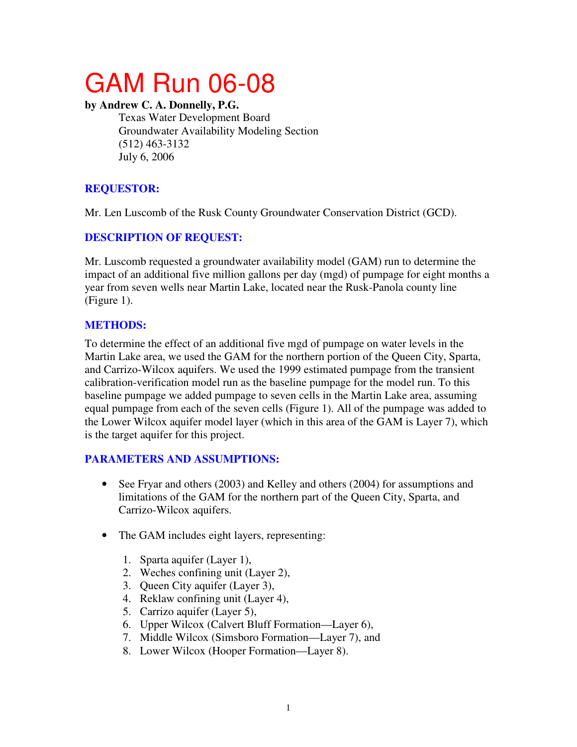# GAM Run 06-08

**by Andrew C. A. Donnelly, P.G.**

Texas Water Development Board
Groundwater Availability Modeling Section
(512) 463-3132
July 6, 2006

## REQUESTOR:

Mr. Len Luscomb of the Rusk County Groundwater Conservation District (GCD).

## DESCRIPTION OF REQUEST:

Mr. Luscomb requested a groundwater availability model (GAM) run to determine the impact of an additional five million gallons per day (mgd) of pumpage for eight months a year from seven wells near Martin Lake, located near the Rusk-Panola county line (Figure 1).

## METHODS:

To determine the effect of an additional five mgd of pumpage on water levels in the Martin Lake area, we used the GAM for the northern portion of the Queen City, Sparta, and Carrizo-Wilcox aquifers. We used the 1999 estimated pumpage from the transient calibration-verification model run as the baseline pumpage for the model run. To this baseline pumpage we added pumpage to seven cells in the Martin Lake area, assuming equal pumpage from each of the seven cells (Figure 1). All of the pumpage was added to the Lower Wilcox aquifer model layer (which in this area of the GAM is Layer 7), which is the target aquifer for this project.

## PARAMETERS AND ASSUMPTIONS:

- See Fryar and others (2003) and Kelley and others (2004) for assumptions and limitations of the GAM for the northern part of the Queen City, Sparta, and Carrizo-Wilcox aquifers.

- The GAM includes eight layers, representing:

    1. Sparta aquifer (Layer 1),
    2. Weches confining unit (Layer 2),
    3. Queen City aquifer (Layer 3),
    4. Reklaw confining unit (Layer 4),
    5. Carrizo aquifer (Layer 5),
    6. Upper Wilcox (Calvert Bluff Formation—Layer 6),
    7. Middle Wilcox (Simsboro Formation—Layer 7), and
    8. Lower Wilcox (Hooper Formation—Layer 8).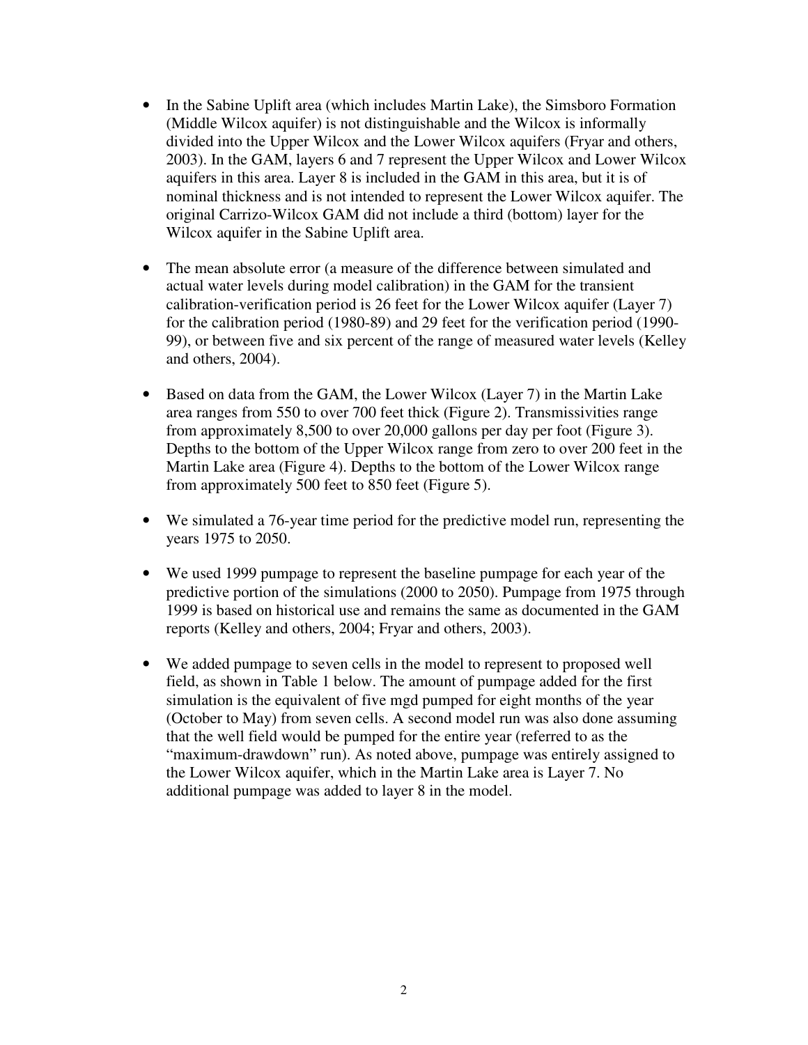- In the Sabine Uplift area (which includes Martin Lake), the Simsboro Formation (Middle Wilcox aquifer) is not distinguishable and the Wilcox is informally divided into the Upper Wilcox and the Lower Wilcox aquifers (Fryar and others, 2003). In the GAM, layers 6 and 7 represent the Upper Wilcox and Lower Wilcox aquifers in this area. Layer 8 is included in the GAM in this area, but it is of nominal thickness and is not intended to represent the Lower Wilcox aquifer. The original Carrizo-Wilcox GAM did not include a third (bottom) layer for the Wilcox aquifer in the Sabine Uplift area.

- The mean absolute error (a measure of the difference between simulated and actual water levels during model calibration) in the GAM for the transient calibration-verification period is 26 feet for the Lower Wilcox aquifer (Layer 7) for the calibration period (1980-89) and 29 feet for the verification period (1990-99), or between five and six percent of the range of measured water levels (Kelley and others, 2004).

- Based on data from the GAM, the Lower Wilcox (Layer 7) in the Martin Lake area ranges from 550 to over 700 feet thick (Figure 2). Transmissivities range from approximately 8,500 to over 20,000 gallons per day per foot (Figure 3). Depths to the bottom of the Upper Wilcox range from zero to over 200 feet in the Martin Lake area (Figure 4). Depths to the bottom of the Lower Wilcox range from approximately 500 feet to 850 feet (Figure 5).

- We simulated a 76-year time period for the predictive model run, representing the years 1975 to 2050.

- We used 1999 pumpage to represent the baseline pumpage for each year of the predictive portion of the simulations (2000 to 2050). Pumpage from 1975 through 1999 is based on historical use and remains the same as documented in the GAM reports (Kelley and others, 2004; Fryar and others, 2003).

- We added pumpage to seven cells in the model to represent to proposed well field, as shown in Table 1 below. The amount of pumpage added for the first simulation is the equivalent of five mgd pumped for eight months of the year (October to May) from seven cells. A second model run was also done assuming that the well field would be pumped for the entire year (referred to as the "maximum-drawdown" run). As noted above, pumpage was entirely assigned to the Lower Wilcox aquifer, which in the Martin Lake area is Layer 7. No additional pumpage was added to layer 8 in the model.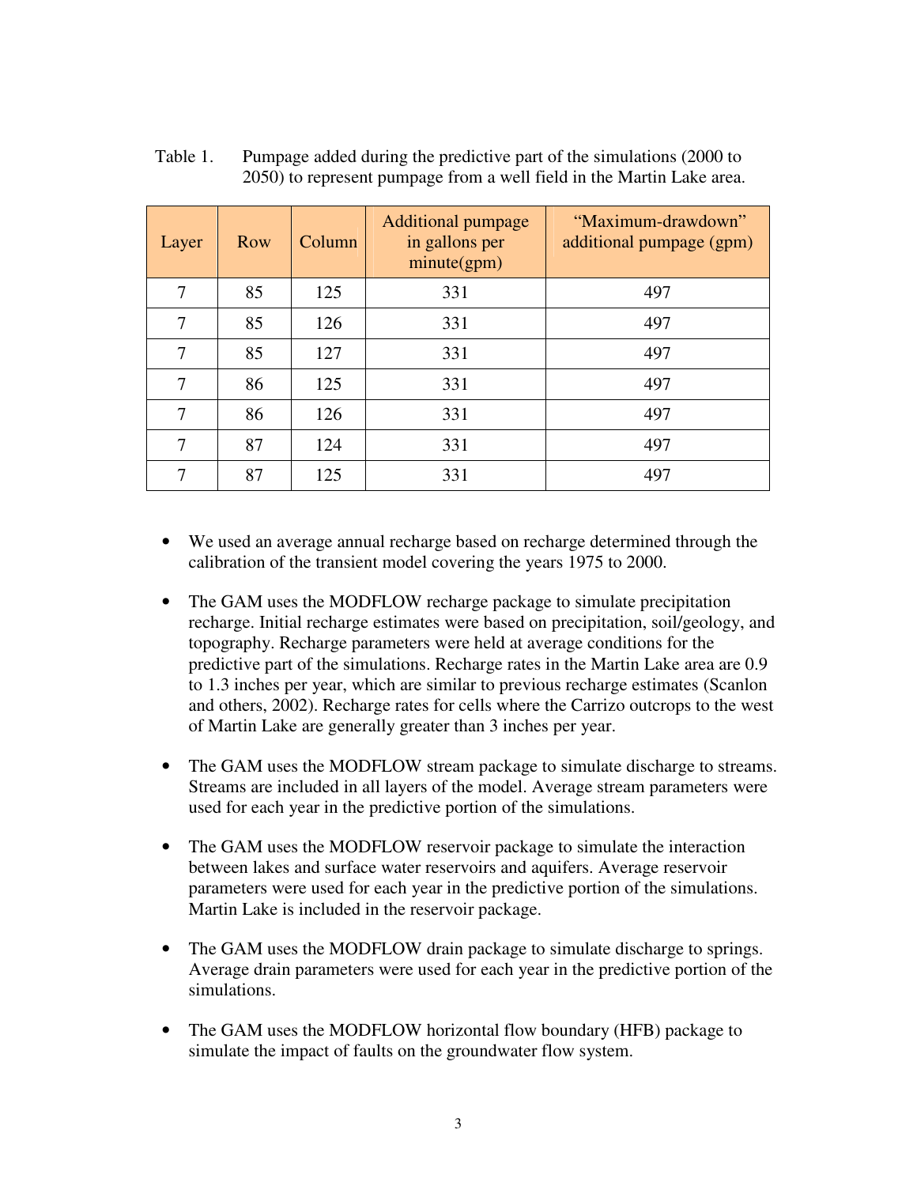Table 1. Pumpage added during the predictive part of the simulations (2000 to 2050) to represent pumpage from a well field in the Martin Lake area.

| Layer | Row | Column | Additional pumpage in gallons per minute(gpm) | “Maximum-drawdown” additional pumpage (gpm) |
|---|---|---|---|---|
| 7 | 85 | 125 | 331 | 497 |
| 7 | 85 | 126 | 331 | 497 |
| 7 | 85 | 127 | 331 | 497 |
| 7 | 86 | 125 | 331 | 497 |
| 7 | 86 | 126 | 331 | 497 |
| 7 | 87 | 124 | 331 | 497 |
| 7 | 87 | 125 | 331 | 497 |

- We used an average annual recharge based on recharge determined through the calibration of the transient model covering the years 1975 to 2000.

- The GAM uses the MODFLOW recharge package to simulate precipitation recharge. Initial recharge estimates were based on precipitation, soil/geology, and topography. Recharge parameters were held at average conditions for the predictive part of the simulations. Recharge rates in the Martin Lake area are 0.9 to 1.3 inches per year, which are similar to previous recharge estimates (Scanlon and others, 2002). Recharge rates for cells where the Carrizo outcrops to the west of Martin Lake are generally greater than 3 inches per year.

- The GAM uses the MODFLOW stream package to simulate discharge to streams. Streams are included in all layers of the model. Average stream parameters were used for each year in the predictive portion of the simulations.

- The GAM uses the MODFLOW reservoir package to simulate the interaction between lakes and surface water reservoirs and aquifers. Average reservoir parameters were used for each year in the predictive portion of the simulations. Martin Lake is included in the reservoir package.

- The GAM uses the MODFLOW drain package to simulate discharge to springs. Average drain parameters were used for each year in the predictive portion of the simulations.

- The GAM uses the MODFLOW horizontal flow boundary (HFB) package to simulate the impact of faults on the groundwater flow system.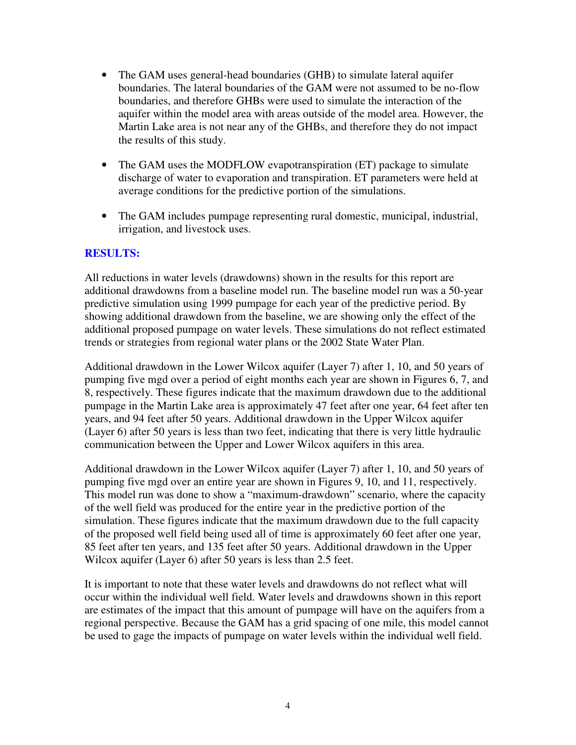- The GAM uses general-head boundaries (GHB) to simulate lateral aquifer boundaries. The lateral boundaries of the GAM were not assumed to be no-flow boundaries, and therefore GHBs were used to simulate the interaction of the aquifer within the model area with areas outside of the model area. However, the Martin Lake area is not near any of the GHBs, and therefore they do not impact the results of this study.

- The GAM uses the MODFLOW evapotranspiration (ET) package to simulate discharge of water to evaporation and transpiration. ET parameters were held at average conditions for the predictive portion of the simulations.

- The GAM includes pumpage representing rural domestic, municipal, industrial, irrigation, and livestock uses.

## RESULTS:

All reductions in water levels (drawdowns) shown in the results for this report are additional drawdowns from a baseline model run. The baseline model run was a 50-year predictive simulation using 1999 pumpage for each year of the predictive period. By showing additional drawdown from the baseline, we are showing only the effect of the additional proposed pumpage on water levels. These simulations do not reflect estimated trends or strategies from regional water plans or the 2002 State Water Plan.

Additional drawdown in the Lower Wilcox aquifer (Layer 7) after 1, 10, and 50 years of pumping five mgd over a period of eight months each year are shown in Figures 6, 7, and 8, respectively. These figures indicate that the maximum drawdown due to the additional pumpage in the Martin Lake area is approximately 47 feet after one year, 64 feet after ten years, and 94 feet after 50 years. Additional drawdown in the Upper Wilcox aquifer (Layer 6) after 50 years is less than two feet, indicating that there is very little hydraulic communication between the Upper and Lower Wilcox aquifers in this area.

Additional drawdown in the Lower Wilcox aquifer (Layer 7) after 1, 10, and 50 years of pumping five mgd over an entire year are shown in Figures 9, 10, and 11, respectively. This model run was done to show a "maximum-drawdown" scenario, where the capacity of the well field was produced for the entire year in the predictive portion of the simulation. These figures indicate that the maximum drawdown due to the full capacity of the proposed well field being used all of time is approximately 60 feet after one year, 85 feet after ten years, and 135 feet after 50 years. Additional drawdown in the Upper Wilcox aquifer (Layer 6) after 50 years is less than 2.5 feet.

It is important to note that these water levels and drawdowns do not reflect what will occur within the individual well field. Water levels and drawdowns shown in this report are estimates of the impact that this amount of pumpage will have on the aquifers from a regional perspective. Because the GAM has a grid spacing of one mile, this model cannot be used to gage the impacts of pumpage on water levels within the individual well field.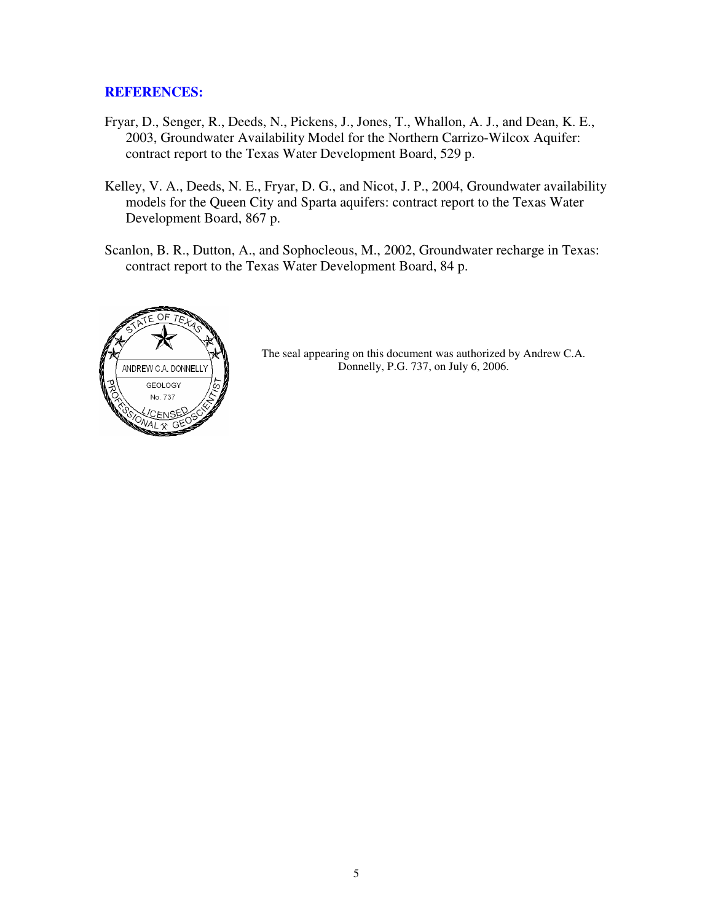## REFERENCES:

Fryar, D., Senger, R., Deeds, N., Pickens, J., Jones, T., Whallon, A. J., and Dean, K. E., 2003, Groundwater Availability Model for the Northern Carrizo-Wilcox Aquifer: contract report to the Texas Water Development Board, 529 p.

Kelley, V. A., Deeds, N. E., Fryar, D. G., and Nicot, J. P., 2004, Groundwater availability models for the Queen City and Sparta aquifers: contract report to the Texas Water Development Board, 867 p.

Scanlon, B. R., Dutton, A., and Sophocleous, M., 2002, Groundwater recharge in Texas: contract report to the Texas Water Development Board, 84 p.

STATE OF TEXAS
ANDREW C.A. DONNELLY
GEOLOGY
No. 737
LICENSED
PROFESSIONAL GEOSCIENTIST

The seal appearing on this document was authorized by Andrew C.A. Donnelly, P.G. 737, on July 6, 2006.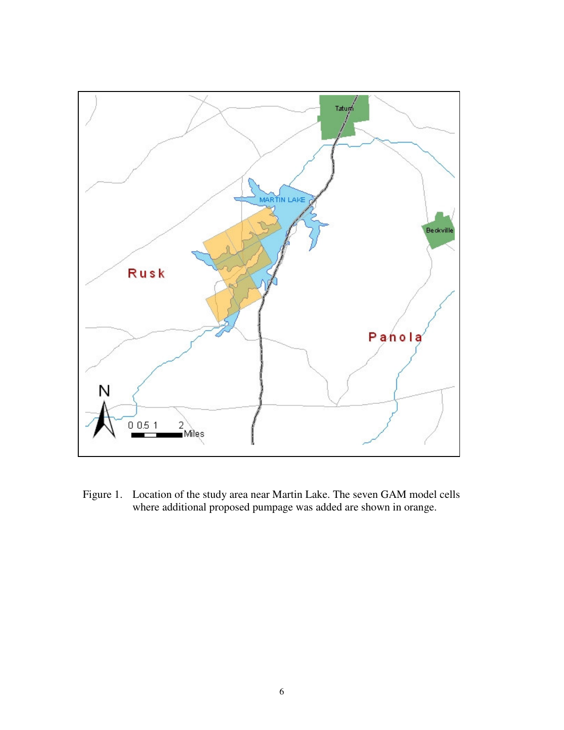Figure 1. Location of the study area near Martin Lake. The seven GAM model cells where additional proposed pumpage was added are shown in orange.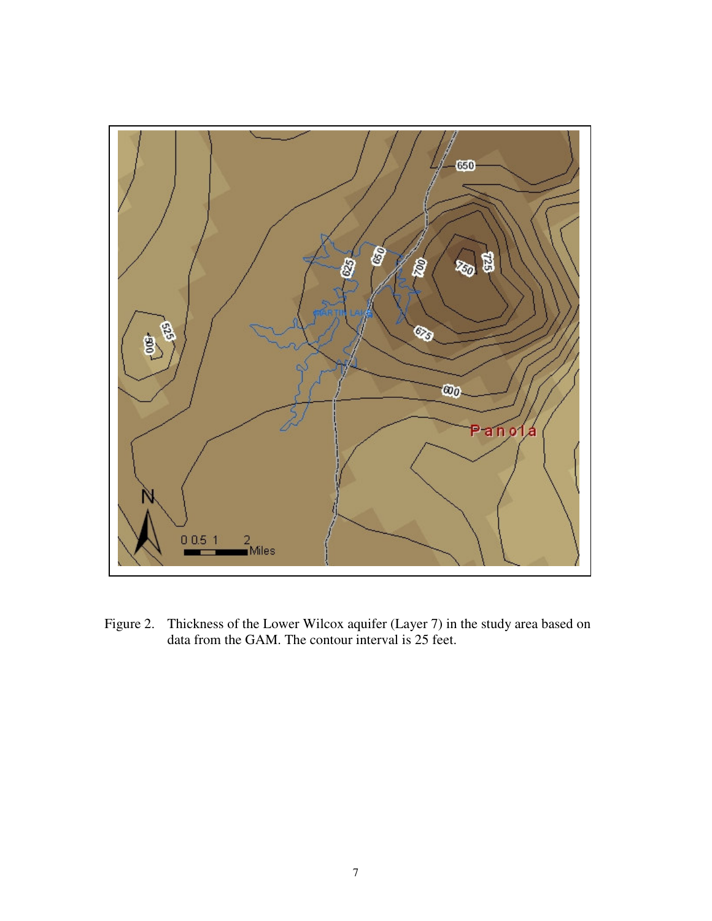Figure 2. Thickness of the Lower Wilcox aquifer (Layer 7) in the study area based on data from the GAM. The contour interval is 25 feet.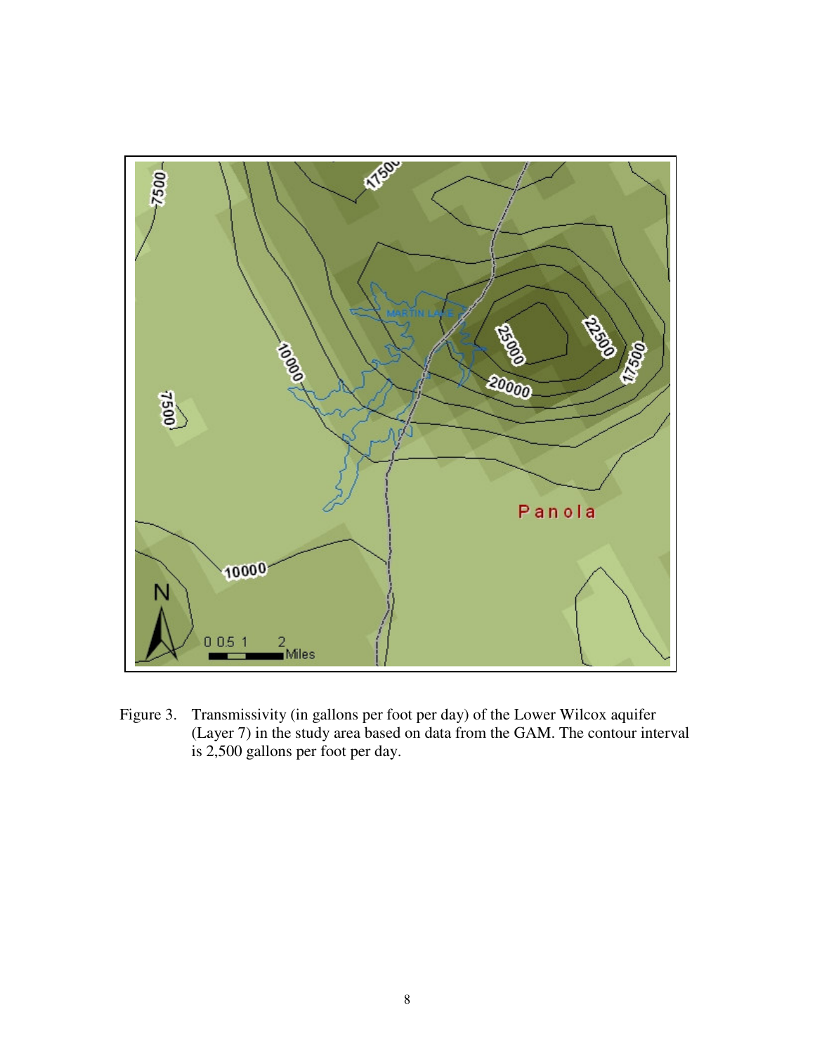Figure 3. Transmissivity (in gallons per foot per day) of the Lower Wilcox aquifer (Layer 7) in the study area based on data from the GAM. The contour interval is 2,500 gallons per foot per day.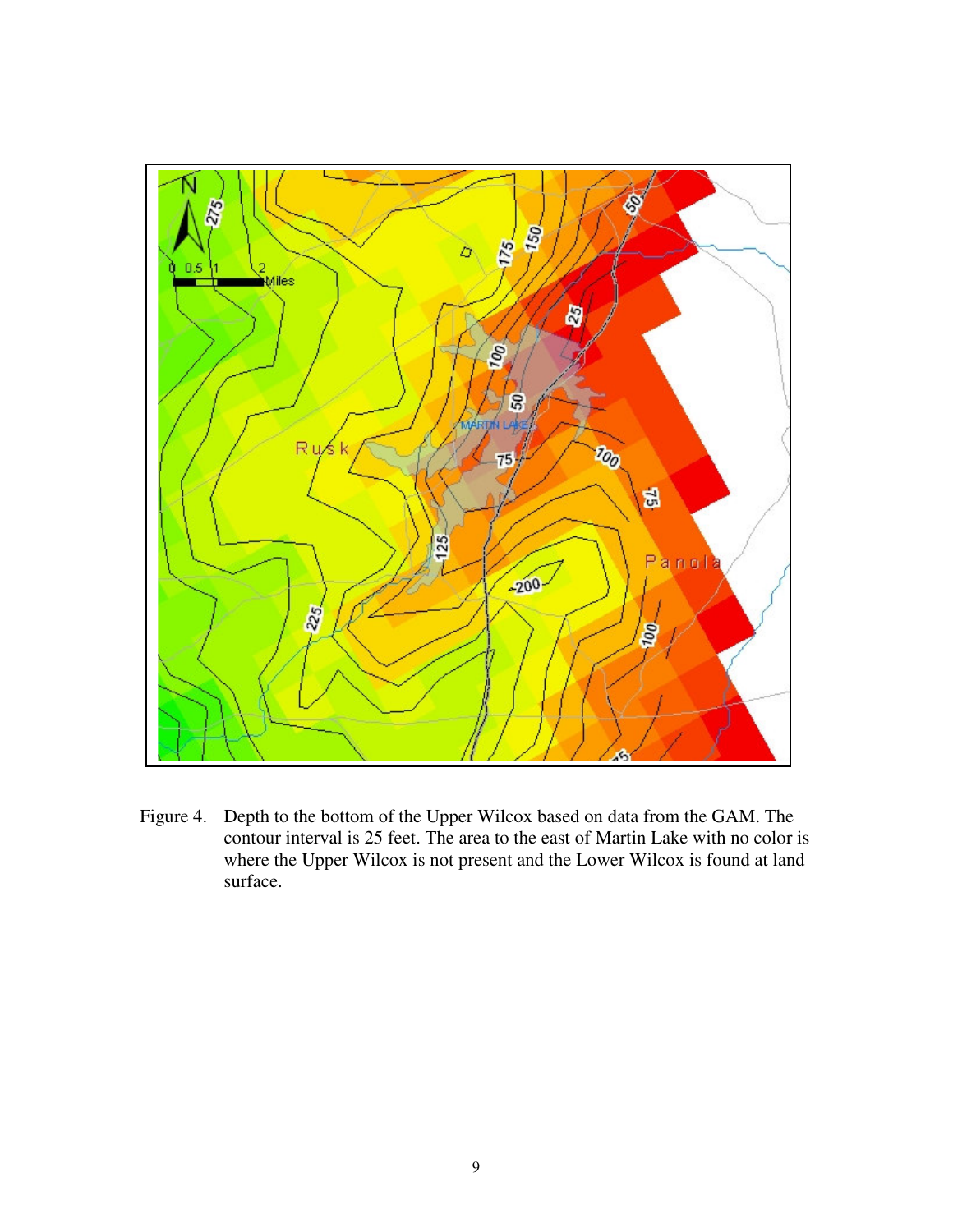Figure 4. Depth to the bottom of the Upper Wilcox based on data from the GAM. The contour interval is 25 feet. The area to the east of Martin Lake with no color is where the Upper Wilcox is not present and the Lower Wilcox is found at land surface.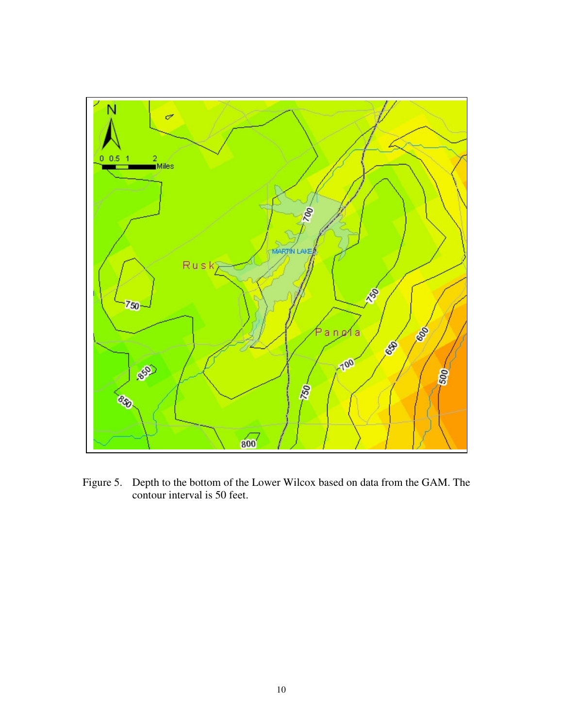Figure 5. Depth to the bottom of the Lower Wilcox based on data from the GAM. The contour interval is 50 feet.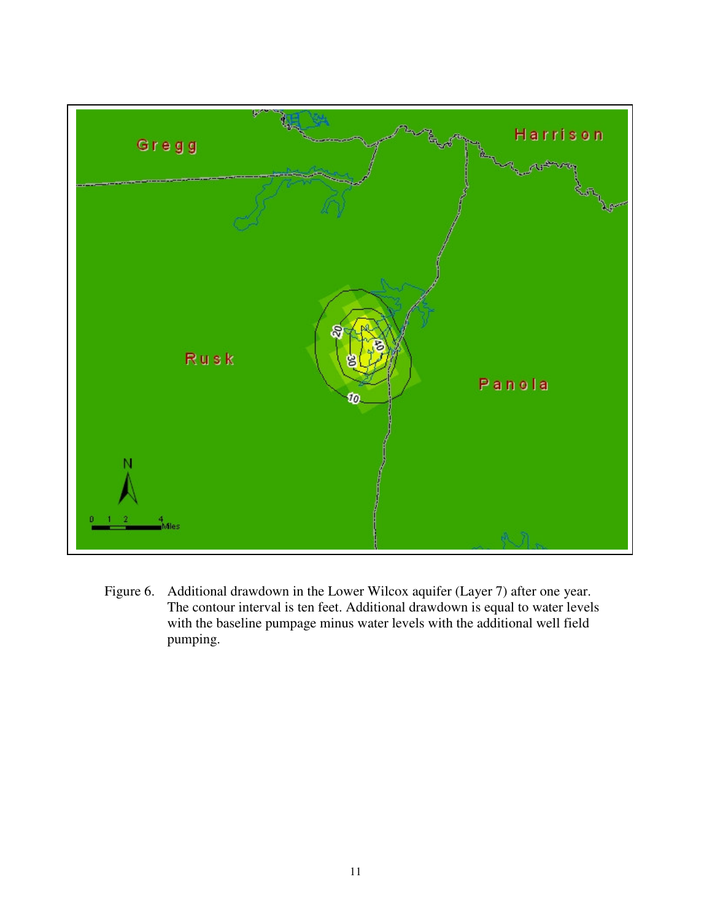Figure 6. Additional drawdown in the Lower Wilcox aquifer (Layer 7) after one year. The contour interval is ten feet. Additional drawdown is equal to water levels with the baseline pumpage minus water levels with the additional well field pumping.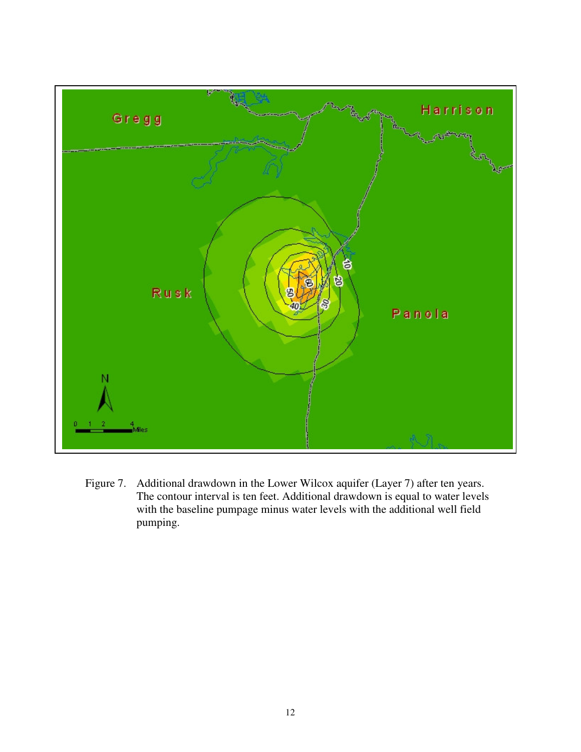Figure 7. Additional drawdown in the Lower Wilcox aquifer (Layer 7) after ten years. The contour interval is ten feet. Additional drawdown is equal to water levels with the baseline pumpage minus water levels with the additional well field pumping.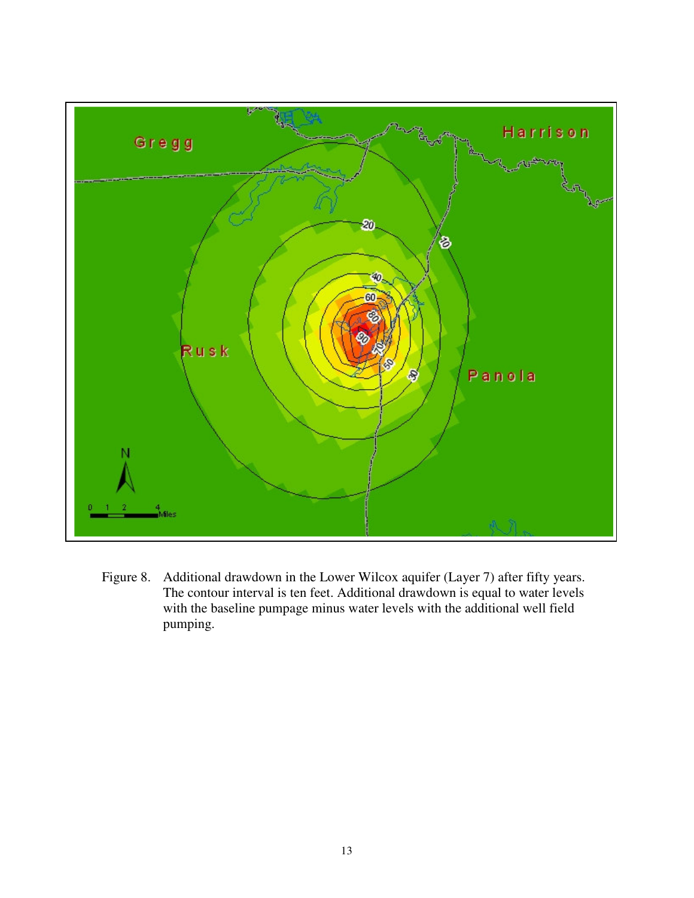Figure 8. Additional drawdown in the Lower Wilcox aquifer (Layer 7) after fifty years. The contour interval is ten feet. Additional drawdown is equal to water levels with the baseline pumpage minus water levels with the additional well field pumping.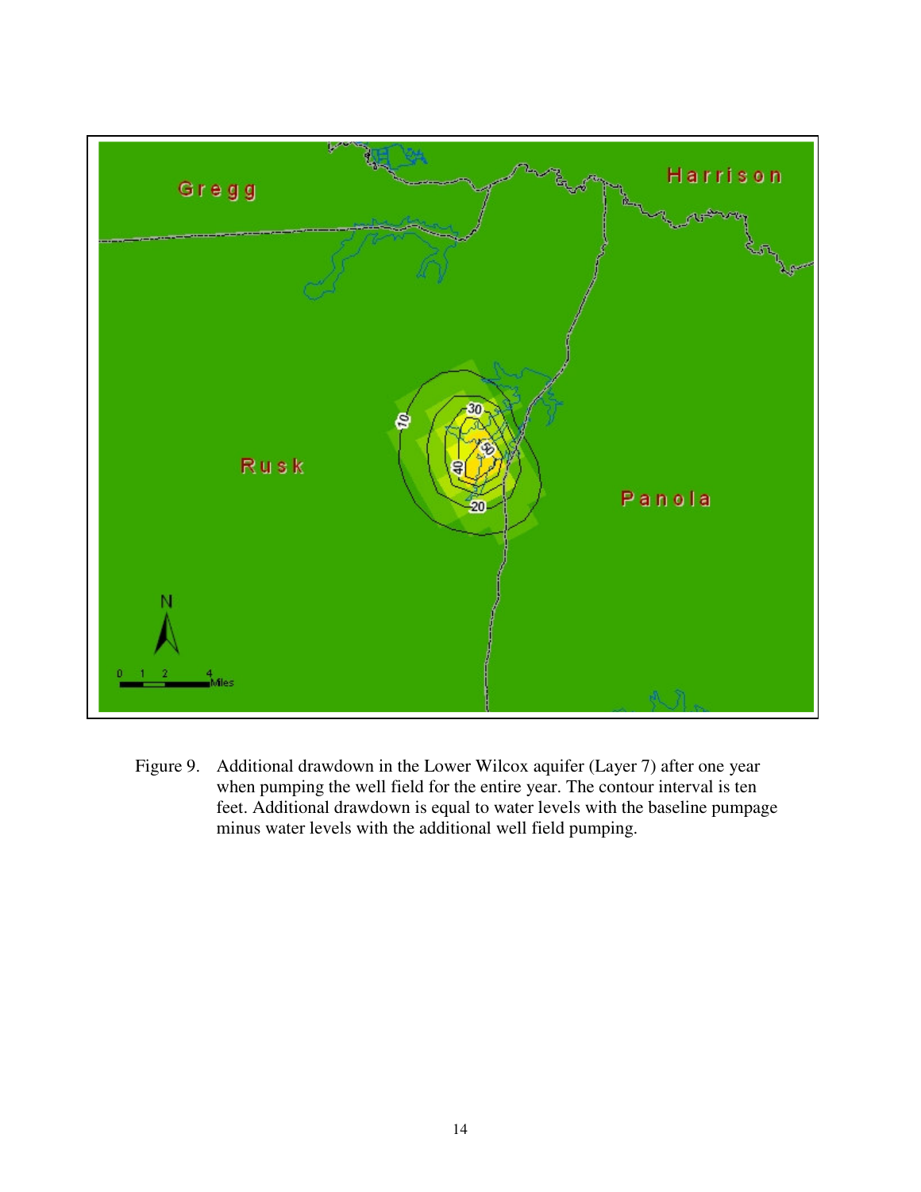Figure 9. Additional drawdown in the Lower Wilcox aquifer (Layer 7) after one year when pumping the well field for the entire year. The contour interval is ten feet. Additional drawdown is equal to water levels with the baseline pumpage minus water levels with the additional well field pumping.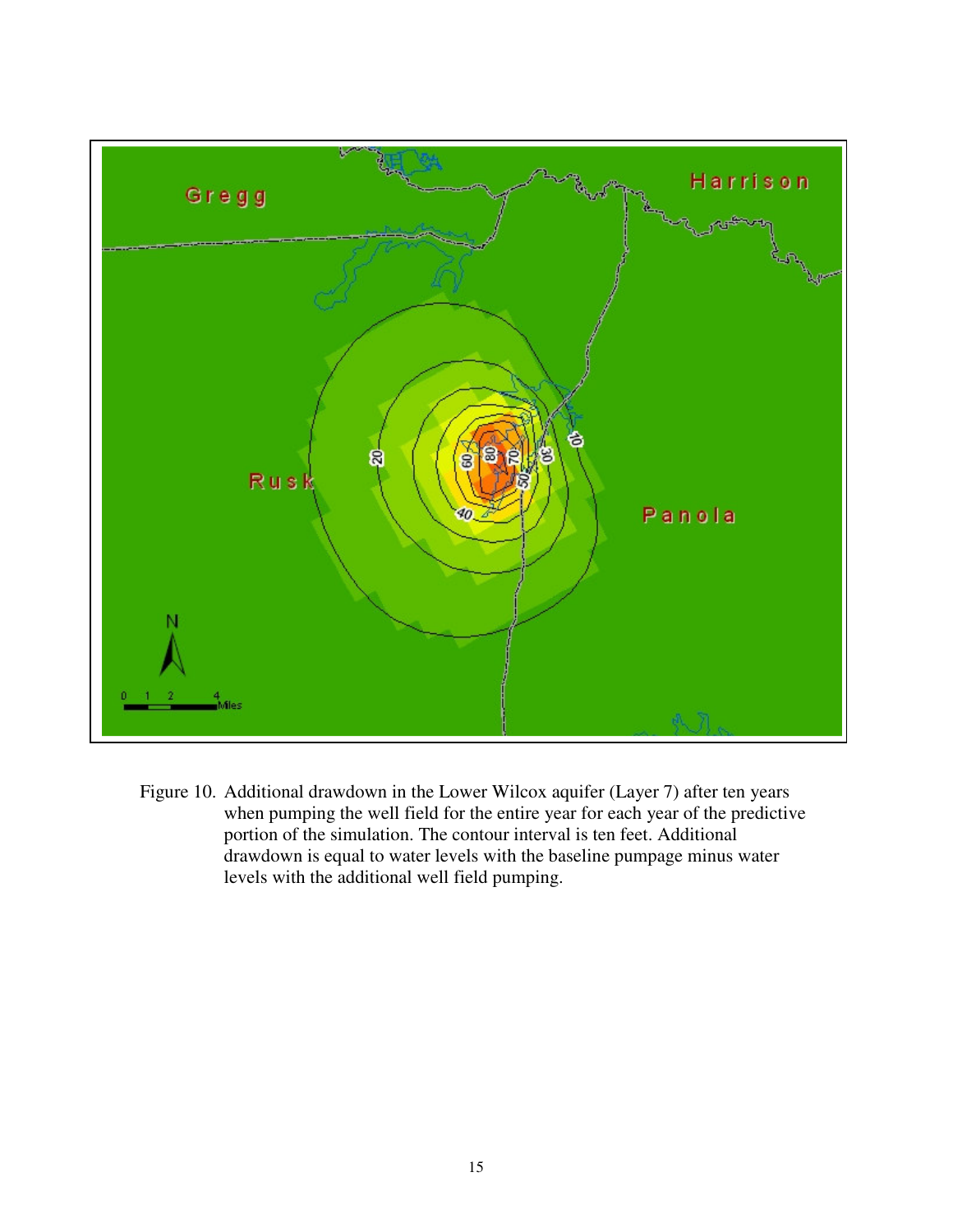Figure 10. Additional drawdown in the Lower Wilcox aquifer (Layer 7) after ten years when pumping the well field for the entire year for each year of the predictive portion of the simulation. The contour interval is ten feet. Additional drawdown is equal to water levels with the baseline pumpage minus water levels with the additional well field pumping.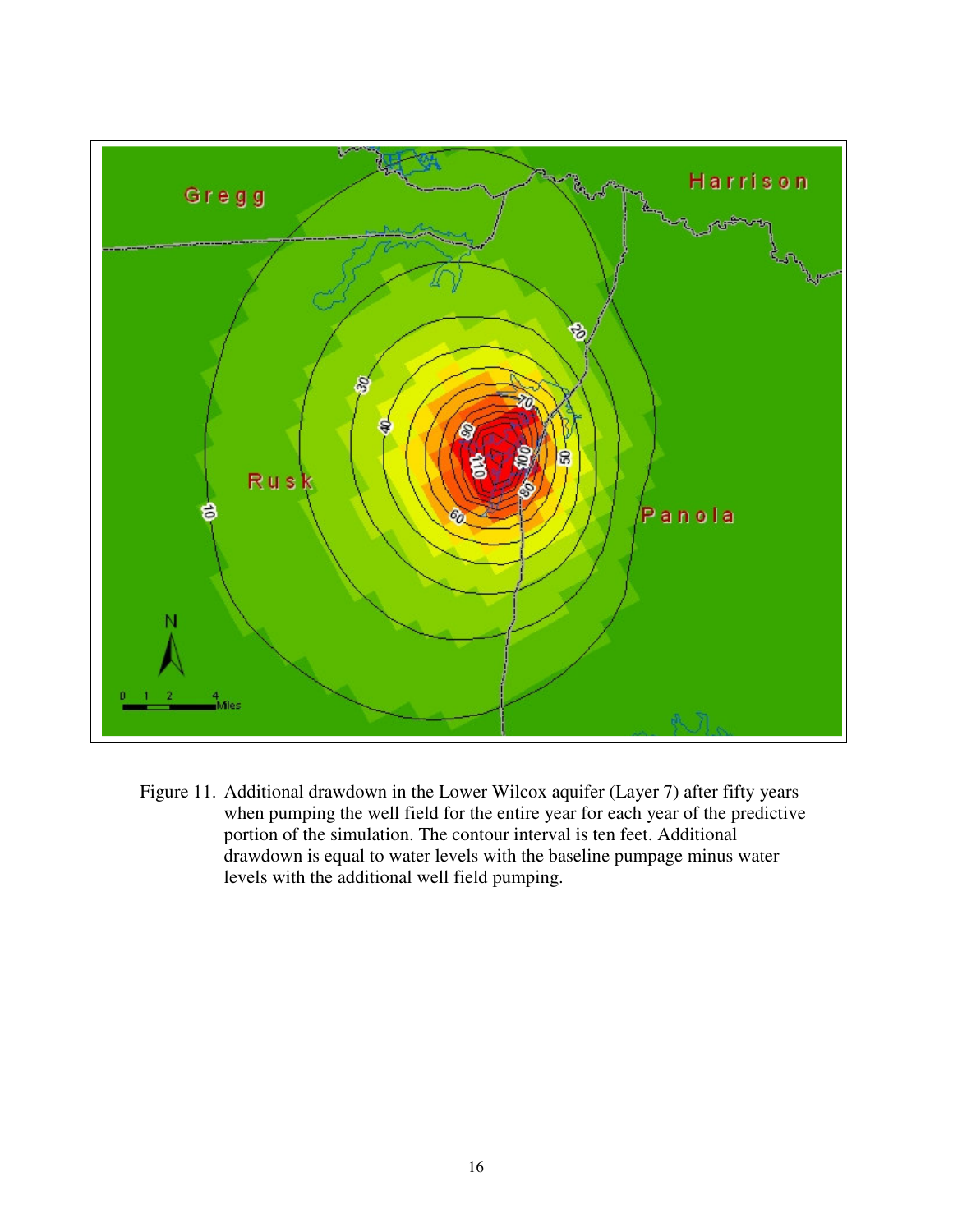Gregg

Harrison

Rusk

Panola

10
20
30
40
50
60
70
80
90
100
110

N

0 1 2 4 Miles

Figure 11. Additional drawdown in the Lower Wilcox aquifer (Layer 7) after fifty years when pumping the well field for the entire year for each year of the predictive portion of the simulation. The contour interval is ten feet. Additional drawdown is equal to water levels with the baseline pumpage minus water levels with the additional well field pumping.